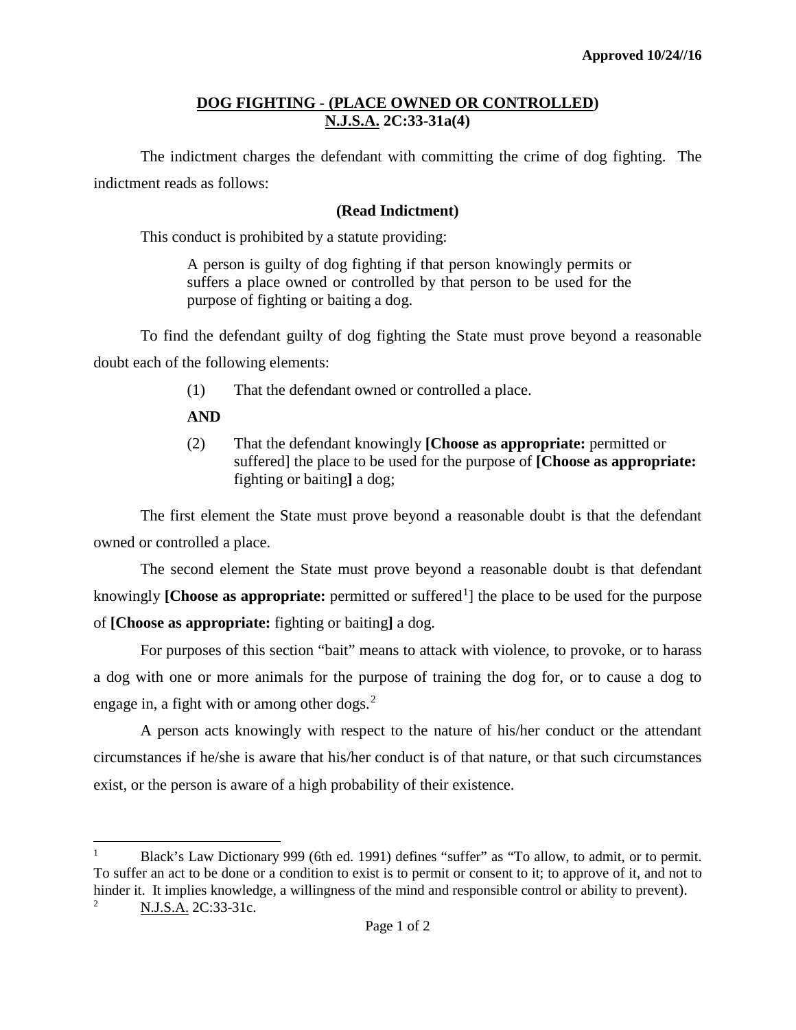Approved 10/24//16

## DOG FIGHTING - (PLACE OWNED OR CONTROLLED)
## N.J.S.A. 2C:33-31a(4)

The indictment charges the defendant with committing the crime of dog fighting. The indictment reads as follows:

**(Read Indictment)**

This conduct is prohibited by a statute providing:

> A person is guilty of dog fighting if that person knowingly permits or suffers a place owned or controlled by that person to be used for the purpose of fighting or baiting a dog.

To find the defendant guilty of dog fighting the State must prove beyond a reasonable doubt each of the following elements:

(1) That the defendant owned or controlled a place.

**AND**

(2) That the defendant knowingly **[Choose as appropriate:** permitted or suffered] the place to be used for the purpose of **[Choose as appropriate:** fighting or baiting**]** a dog;

The first element the State must prove beyond a reasonable doubt is that the defendant owned or controlled a place.

The second element the State must prove beyond a reasonable doubt is that defendant knowingly **[Choose as appropriate:** permitted or suffered[1]] the place to be used for the purpose of **[Choose as appropriate:** fighting or baiting**]** a dog.

For purposes of this section "bait" means to attack with violence, to provoke, or to harass a dog with one or more animals for the purpose of training the dog for, or to cause a dog to engage in, a fight with or among other dogs.[2]

A person acts knowingly with respect to the nature of his/her conduct or the attendant circumstances if he/she is aware that his/her conduct is of that nature, or that such circumstances exist, or the person is aware of a high probability of their existence.

---

[1] Black's Law Dictionary 999 (6th ed. 1991) defines "suffer" as "To allow, to admit, or to permit. To suffer an act to be done or a condition to exist is to permit or consent to it; to approve of it, and not to hinder it. It implies knowledge, a willingness of the mind and responsible control or ability to prevent).

[2] N.J.S.A. 2C:33-31c.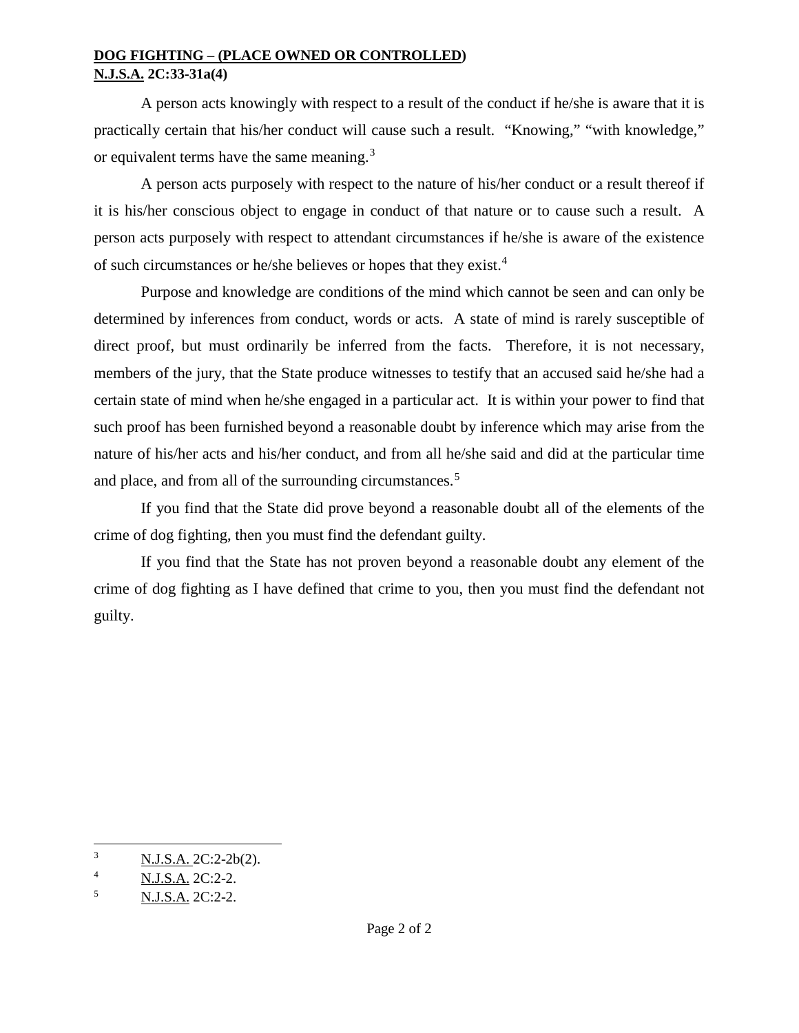A person acts knowingly with respect to a result of the conduct if he/she is aware that it is practically certain that his/her conduct will cause such a result. "Knowing," "with knowledge," or equivalent terms have the same meaning.[3]

A person acts purposely with respect to the nature of his/her conduct or a result thereof if it is his/her conscious object to engage in conduct of that nature or to cause such a result. A person acts purposely with respect to attendant circumstances if he/she is aware of the existence of such circumstances or he/she believes or hopes that they exist.[4]

Purpose and knowledge are conditions of the mind which cannot be seen and can only be determined by inferences from conduct, words or acts. A state of mind is rarely susceptible of direct proof, but must ordinarily be inferred from the facts. Therefore, it is not necessary, members of the jury, that the State produce witnesses to testify that an accused said he/she had a certain state of mind when he/she engaged in a particular act. It is within your power to find that such proof has been furnished beyond a reasonable doubt by inference which may arise from the nature of his/her acts and his/her conduct, and from all he/she said and did at the particular time and place, and from all of the surrounding circumstances.[5]

If you find that the State did prove beyond a reasonable doubt all of the elements of the crime of dog fighting, then you must find the defendant guilty.

If you find that the State has not proven beyond a reasonable doubt any element of the crime of dog fighting as I have defined that crime to you, then you must find the defendant not guilty.

---

[3] N.J.S.A. 2C:2-2b(2).

[4] N.J.S.A. 2C:2-2.

[5] N.J.S.A. 2C:2-2.